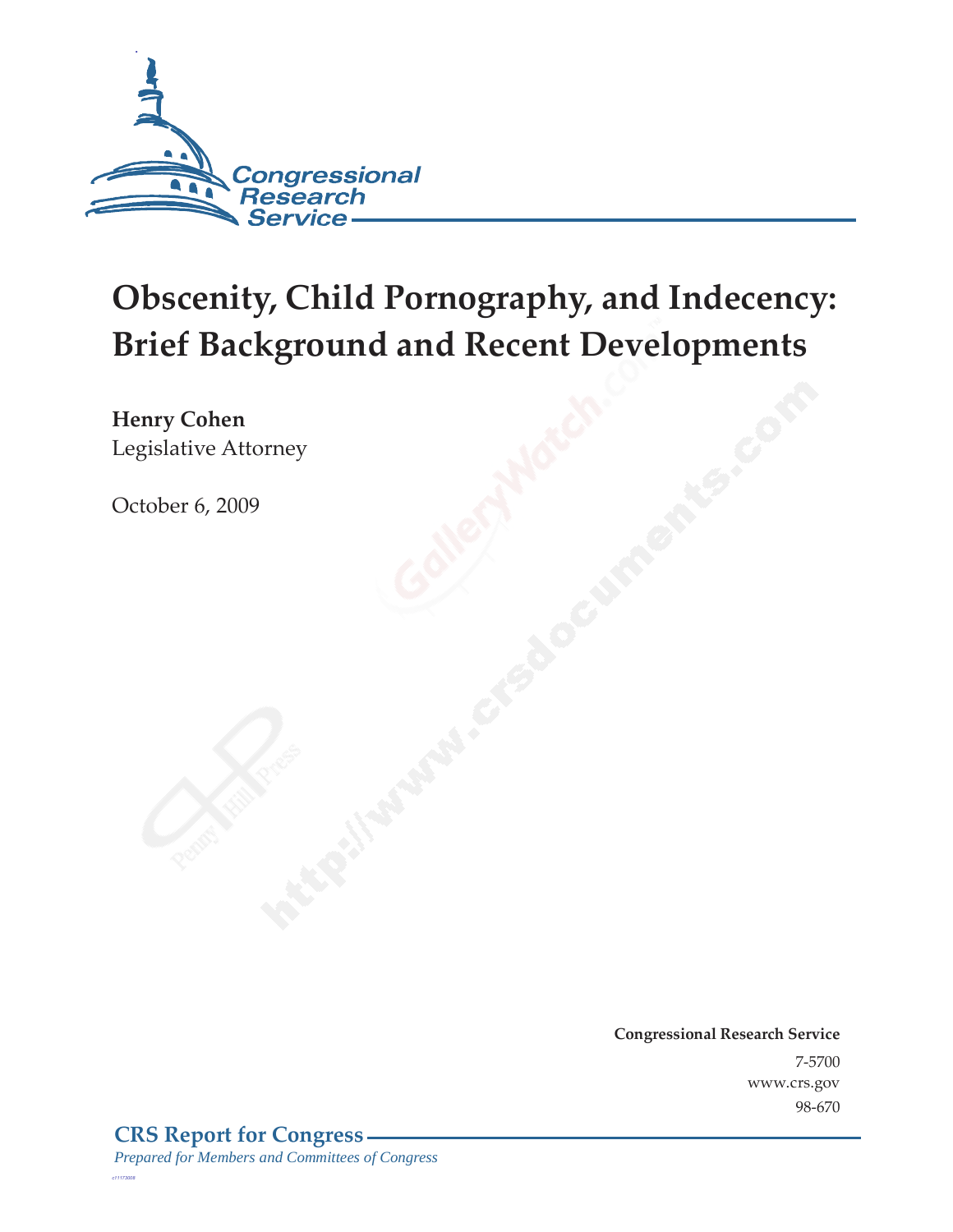Congressional Research Service

# Obscenity, Child Pornography, and Indecency: Brief Background and Recent Developments

**Henry Cohen**
Legislative Attorney

October 6, 2009

**Congressional Research Service**
7-5700
www.crs.gov
98-670

**CRS Report for Congress**
*Prepared for Members and Committees of Congress*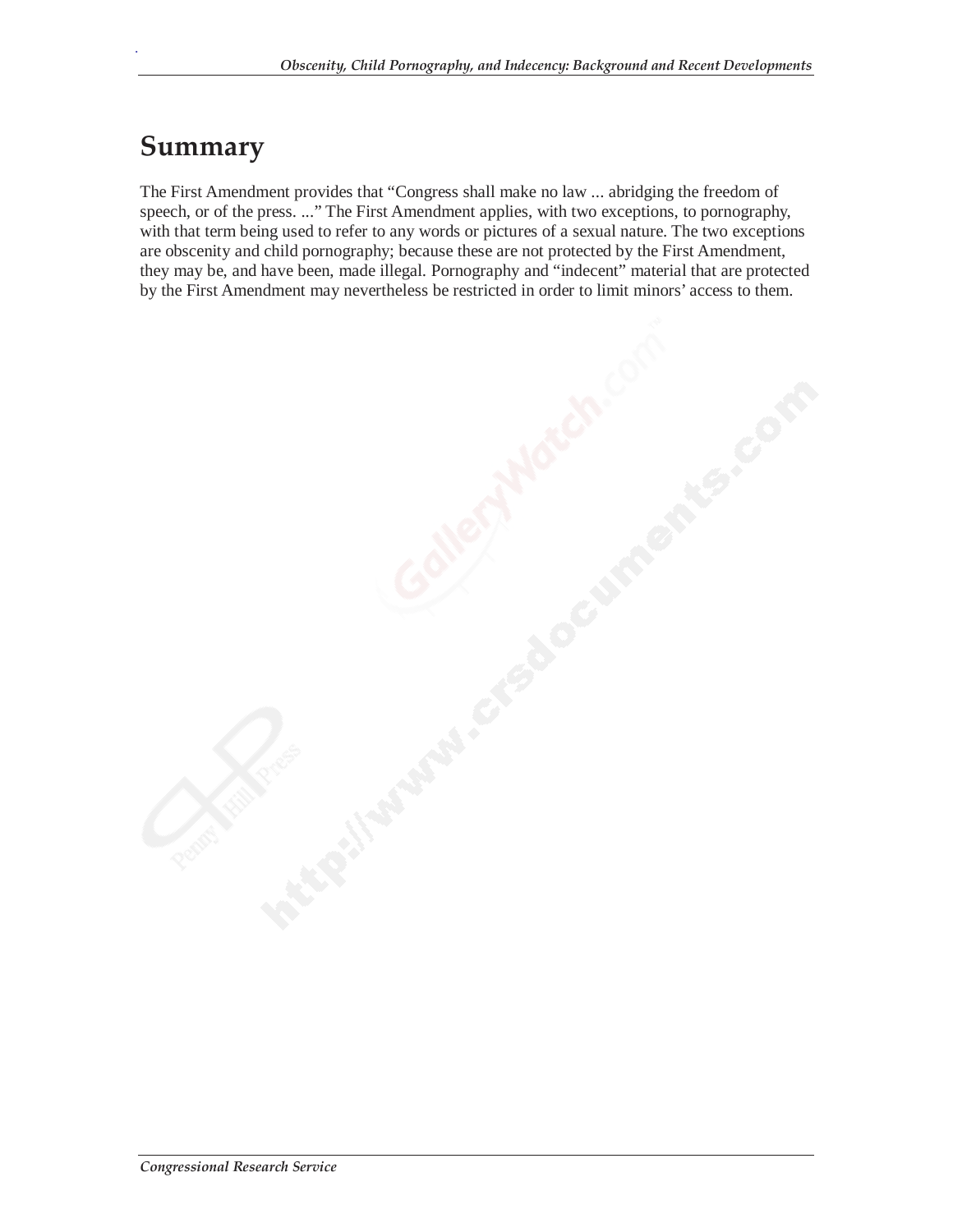# Summary

The First Amendment provides that "Congress shall make no law ... abridging the freedom of speech, or of the press. ..." The First Amendment applies, with two exceptions, to pornography, with that term being used to refer to any words or pictures of a sexual nature. The two exceptions are obscenity and child pornography; because these are not protected by the First Amendment, they may be, and have been, made illegal. Pornography and "indecent" material that are protected by the First Amendment may nevertheless be restricted in order to limit minors' access to them.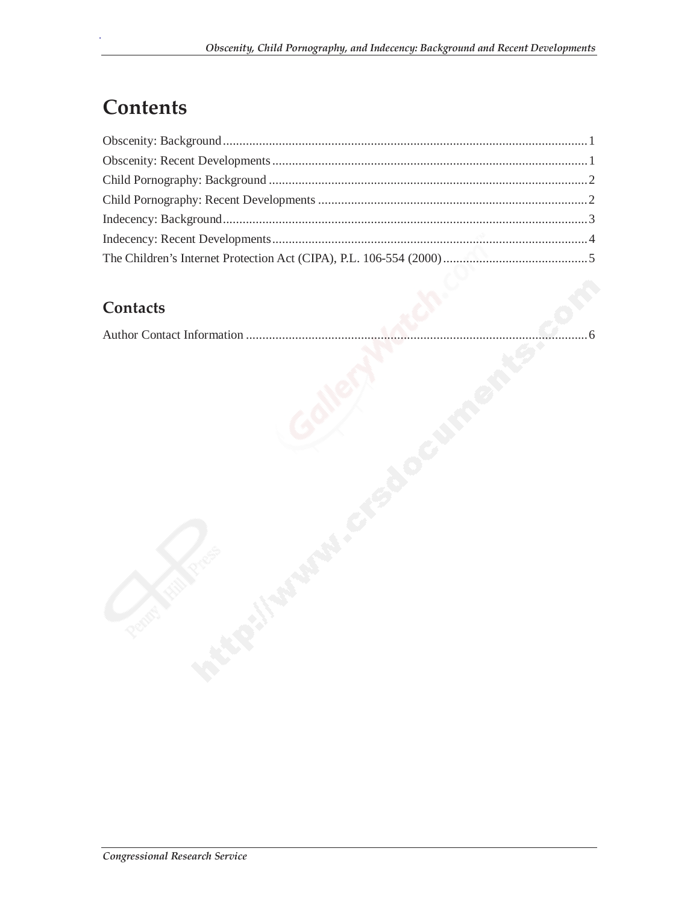# Contents

Obscenity: Background ............................................................................................................ 1

Obscenity: Recent Developments ............................................................................................ 1

Child Pornography: Background .............................................................................................. 2

Child Pornography: Recent Developments ............................................................................... 2

Indecency: Background ............................................................................................................ 3

Indecency: Recent Developments ............................................................................................. 4

The Children's Internet Protection Act (CIPA), P.L. 106-554 (2000) ........................................ 5

## Contacts

Author Contact Information ...................................................................................................... 6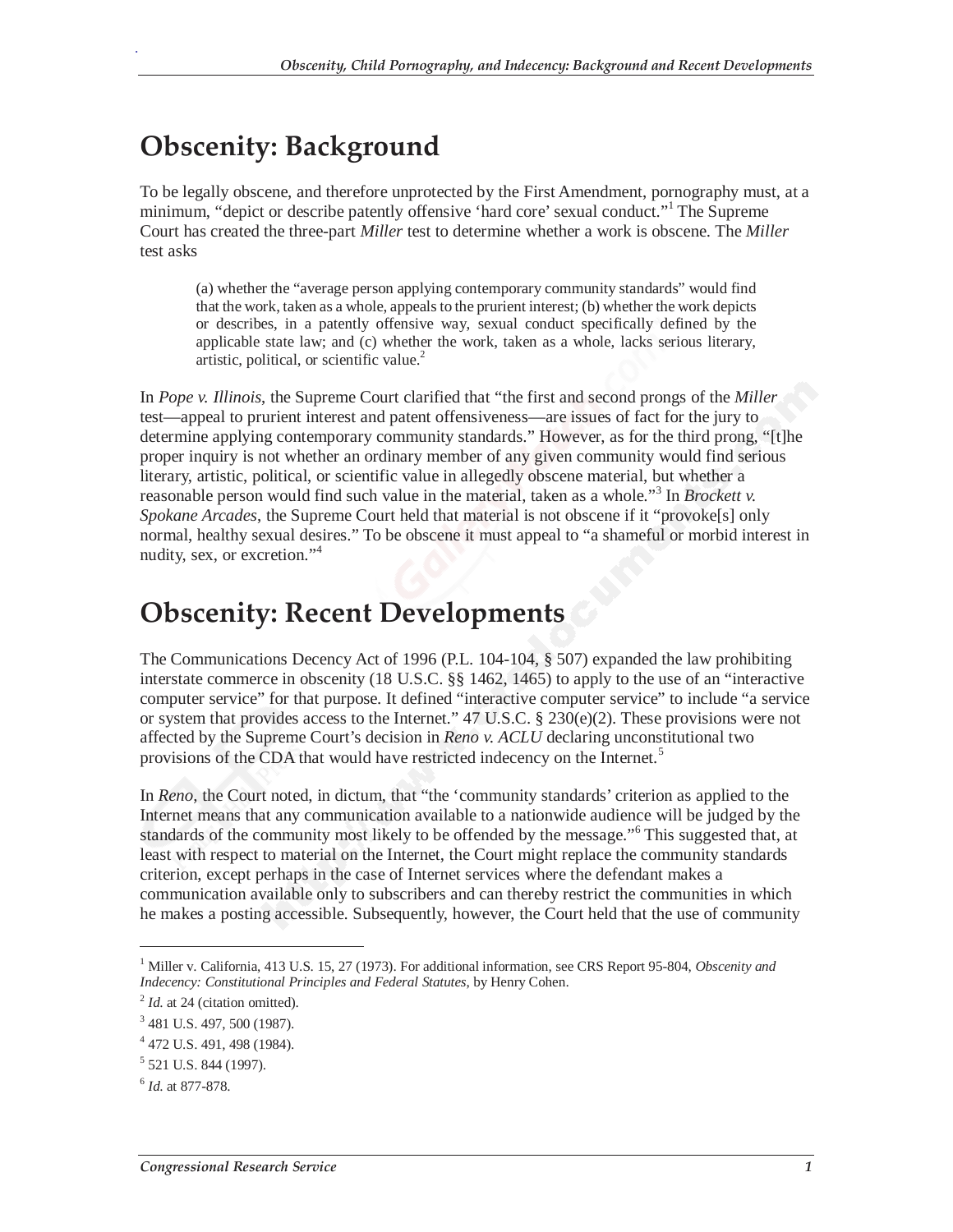# Obscenity: Background

To be legally obscene, and therefore unprotected by the First Amendment, pornography must, at a minimum, "depict or describe patently offensive 'hard core' sexual conduct."[1] The Supreme Court has created the three-part *Miller* test to determine whether a work is obscene. The *Miller* test asks

> (a) whether the "average person applying contemporary community standards" would find that the work, taken as a whole, appeals to the prurient interest; (b) whether the work depicts or describes, in a patently offensive way, sexual conduct specifically defined by the applicable state law; and (c) whether the work, taken as a whole, lacks serious literary, artistic, political, or scientific value.[2]

In *Pope v. Illinois*, the Supreme Court clarified that "the first and second prongs of the *Miller* test—appeal to prurient interest and patent offensiveness—are issues of fact for the jury to determine applying contemporary community standards." However, as for the third prong, "[t]he proper inquiry is not whether an ordinary member of any given community would find serious literary, artistic, political, or scientific value in allegedly obscene material, but whether a reasonable person would find such value in the material, taken as a whole."[3] In *Brockett v. Spokane Arcades*, the Supreme Court held that material is not obscene if it "provoke[s] only normal, healthy sexual desires." To be obscene it must appeal to "a shameful or morbid interest in nudity, sex, or excretion."[4]

# Obscenity: Recent Developments

The Communications Decency Act of 1996 (P.L. 104-104, § 507) expanded the law prohibiting interstate commerce in obscenity (18 U.S.C. §§ 1462, 1465) to apply to the use of an "interactive computer service" for that purpose. It defined "interactive computer service" to include "a service or system that provides access to the Internet." 47 U.S.C. § 230(e)(2). These provisions were not affected by the Supreme Court's decision in *Reno v. ACLU* declaring unconstitutional two provisions of the CDA that would have restricted indecency on the Internet.[5]

In *Reno*, the Court noted, in dictum, that "the 'community standards' criterion as applied to the Internet means that any communication available to a nationwide audience will be judged by the standards of the community most likely to be offended by the message."[6] This suggested that, at least with respect to material on the Internet, the Court might replace the community standards criterion, except perhaps in the case of Internet services where the defendant makes a communication available only to subscribers and can thereby restrict the communities in which he makes a posting accessible. Subsequently, however, the Court held that the use of community

---

[1] Miller v. California, 413 U.S. 15, 27 (1973). For additional information, see CRS Report 95-804, *Obscenity and Indecency: Constitutional Principles and Federal Statutes*, by Henry Cohen.

[2] *Id.* at 24 (citation omitted).

[3] 481 U.S. 497, 500 (1987).

[4] 472 U.S. 491, 498 (1984).

[5] 521 U.S. 844 (1997).

[6] *Id.* at 877-878.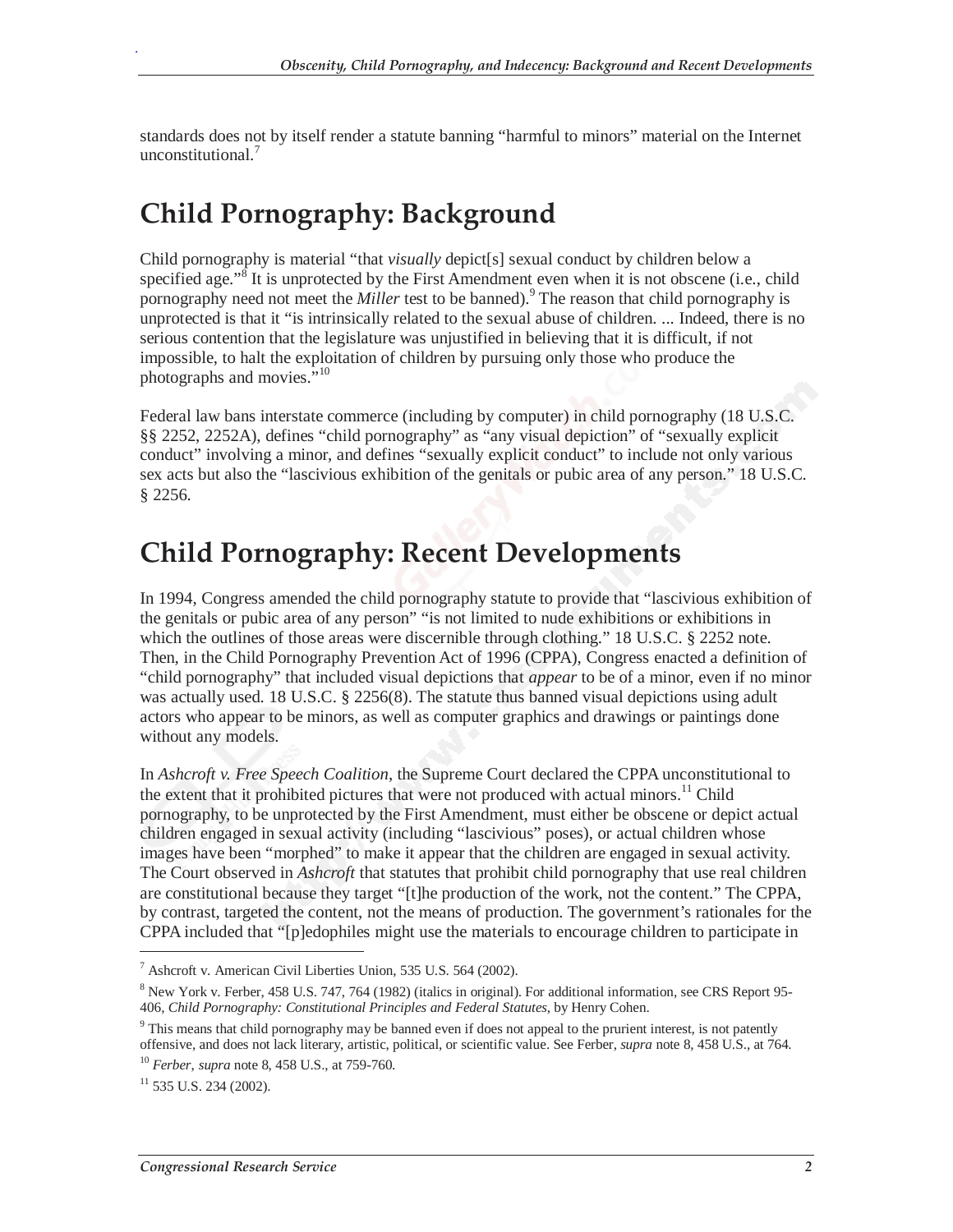standards does not by itself render a statute banning "harmful to minors" material on the Internet unconstitutional.[7]

## Child Pornography: Background

Child pornography is material "that *visually* depict[s] sexual conduct by children below a specified age."[8] It is unprotected by the First Amendment even when it is not obscene (i.e., child pornography need not meet the *Miller* test to be banned).[9] The reason that child pornography is unprotected is that it "is intrinsically related to the sexual abuse of children. ... Indeed, there is no serious contention that the legislature was unjustified in believing that it is difficult, if not impossible, to halt the exploitation of children by pursuing only those who produce the photographs and movies."[10]

Federal law bans interstate commerce (including by computer) in child pornography (18 U.S.C. §§ 2252, 2252A), defines "child pornography" as "any visual depiction" of "sexually explicit conduct" involving a minor, and defines "sexually explicit conduct" to include not only various sex acts but also the "lascivious exhibition of the genitals or pubic area of any person." 18 U.S.C. § 2256.

## Child Pornography: Recent Developments

In 1994, Congress amended the child pornography statute to provide that "lascivious exhibition of the genitals or pubic area of any person" "is not limited to nude exhibitions or exhibitions in which the outlines of those areas were discernible through clothing." 18 U.S.C. § 2252 note. Then, in the Child Pornography Prevention Act of 1996 (CPPA), Congress enacted a definition of "child pornography" that included visual depictions that *appear* to be of a minor, even if no minor was actually used. 18 U.S.C. § 2256(8). The statute thus banned visual depictions using adult actors who appear to be minors, as well as computer graphics and drawings or paintings done without any models.

In *Ashcroft v. Free Speech Coalition*, the Supreme Court declared the CPPA unconstitutional to the extent that it prohibited pictures that were not produced with actual minors.[11] Child pornography, to be unprotected by the First Amendment, must either be obscene or depict actual children engaged in sexual activity (including "lascivious" poses), or actual children whose images have been "morphed" to make it appear that the children are engaged in sexual activity. The Court observed in *Ashcroft* that statutes that prohibit child pornography that use real children are constitutional because they target "[t]he production of the work, not the content." The CPPA, by contrast, targeted the content, not the means of production. The government's rationales for the CPPA included that "[p]edophiles might use the materials to encourage children to participate in

---

[7] Ashcroft v. American Civil Liberties Union, 535 U.S. 564 (2002).

[8] New York v. Ferber, 458 U.S. 747, 764 (1982) (italics in original). For additional information, see CRS Report 95-406, *Child Pornography: Constitutional Principles and Federal Statutes*, by Henry Cohen.

[9] This means that child pornography may be banned even if does not appeal to the prurient interest, is not patently offensive, and does not lack literary, artistic, political, or scientific value. See Ferber, *supra* note 8, 458 U.S., at 764.

[10] *Ferber*, *supra* note 8, 458 U.S., at 759-760.

[11] 535 U.S. 234 (2002).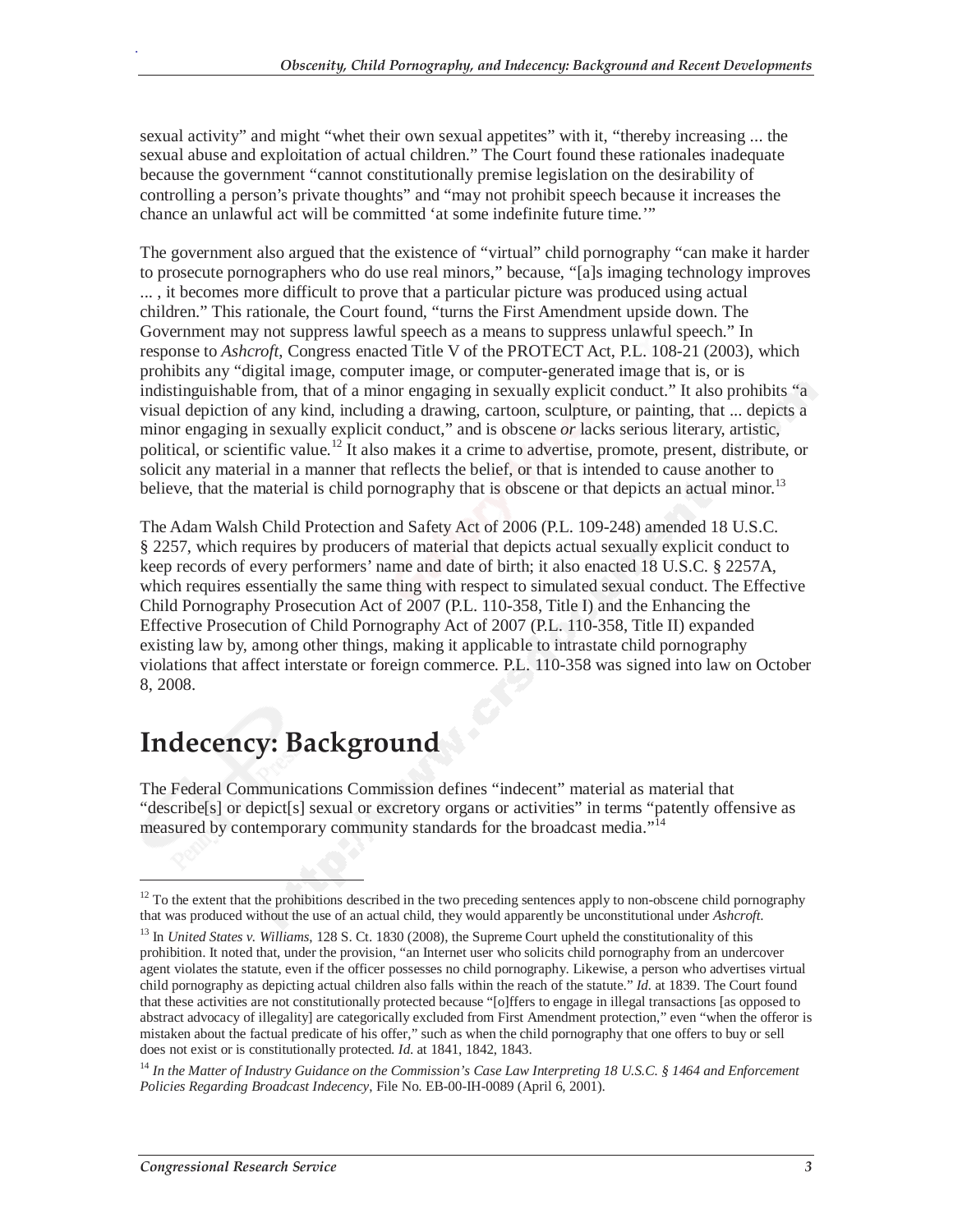sexual activity" and might "whet their own sexual appetites" with it, "thereby increasing ... the sexual abuse and exploitation of actual children." The Court found these rationales inadequate because the government "cannot constitutionally premise legislation on the desirability of controlling a person's private thoughts" and "may not prohibit speech because it increases the chance an unlawful act will be committed 'at some indefinite future time.'"

The government also argued that the existence of "virtual" child pornography "can make it harder to prosecute pornographers who do use real minors," because, "[a]s imaging technology improves ... , it becomes more difficult to prove that a particular picture was produced using actual children." This rationale, the Court found, "turns the First Amendment upside down. The Government may not suppress lawful speech as a means to suppress unlawful speech." In response to *Ashcroft*, Congress enacted Title V of the PROTECT Act, P.L. 108-21 (2003), which prohibits any "digital image, computer image, or computer-generated image that is, or is indistinguishable from, that of a minor engaging in sexually explicit conduct." It also prohibits "a visual depiction of any kind, including a drawing, cartoon, sculpture, or painting, that ... depicts a minor engaging in sexually explicit conduct," and is obscene *or* lacks serious literary, artistic, political, or scientific value.[12] It also makes it a crime to advertise, promote, present, distribute, or solicit any material in a manner that reflects the belief, or that is intended to cause another to believe, that the material is child pornography that is obscene or that depicts an actual minor.[13]

The Adam Walsh Child Protection and Safety Act of 2006 (P.L. 109-248) amended 18 U.S.C. § 2257, which requires by producers of material that depicts actual sexually explicit conduct to keep records of every performers' name and date of birth; it also enacted 18 U.S.C. § 2257A, which requires essentially the same thing with respect to simulated sexual conduct. The Effective Child Pornography Prosecution Act of 2007 (P.L. 110-358, Title I) and the Enhancing the Effective Prosecution of Child Pornography Act of 2007 (P.L. 110-358, Title II) expanded existing law by, among other things, making it applicable to intrastate child pornography violations that affect interstate or foreign commerce. P.L. 110-358 was signed into law on October 8, 2008.

# Indecency: Background

The Federal Communications Commission defines "indecent" material as material that "describe[s] or depict[s] sexual or excretory organs or activities" in terms "patently offensive as measured by contemporary community standards for the broadcast media."[14]

---

[12] To the extent that the prohibitions described in the two preceding sentences apply to non-obscene child pornography that was produced without the use of an actual child, they would apparently be unconstitutional under *Ashcroft*.

[13] In *United States v. Williams*, 128 S. Ct. 1830 (2008), the Supreme Court upheld the constitutionality of this prohibition. It noted that, under the provision, "an Internet user who solicits child pornography from an undercover agent violates the statute, even if the officer possesses no child pornography. Likewise, a person who advertises virtual child pornography as depicting actual children also falls within the reach of the statute." *Id.* at 1839. The Court found that these activities are not constitutionally protected because "[o]ffers to engage in illegal transactions [as opposed to abstract advocacy of illegality] are categorically excluded from First Amendment protection," even "when the offeror is mistaken about the factual predicate of his offer," such as when the child pornography that one offers to buy or sell does not exist or is constitutionally protected. *Id.* at 1841, 1842, 1843.

[14] *In the Matter of Industry Guidance on the Commission's Case Law Interpreting 18 U.S.C. § 1464 and Enforcement Policies Regarding Broadcast Indecency*, File No. EB-00-IH-0089 (April 6, 2001).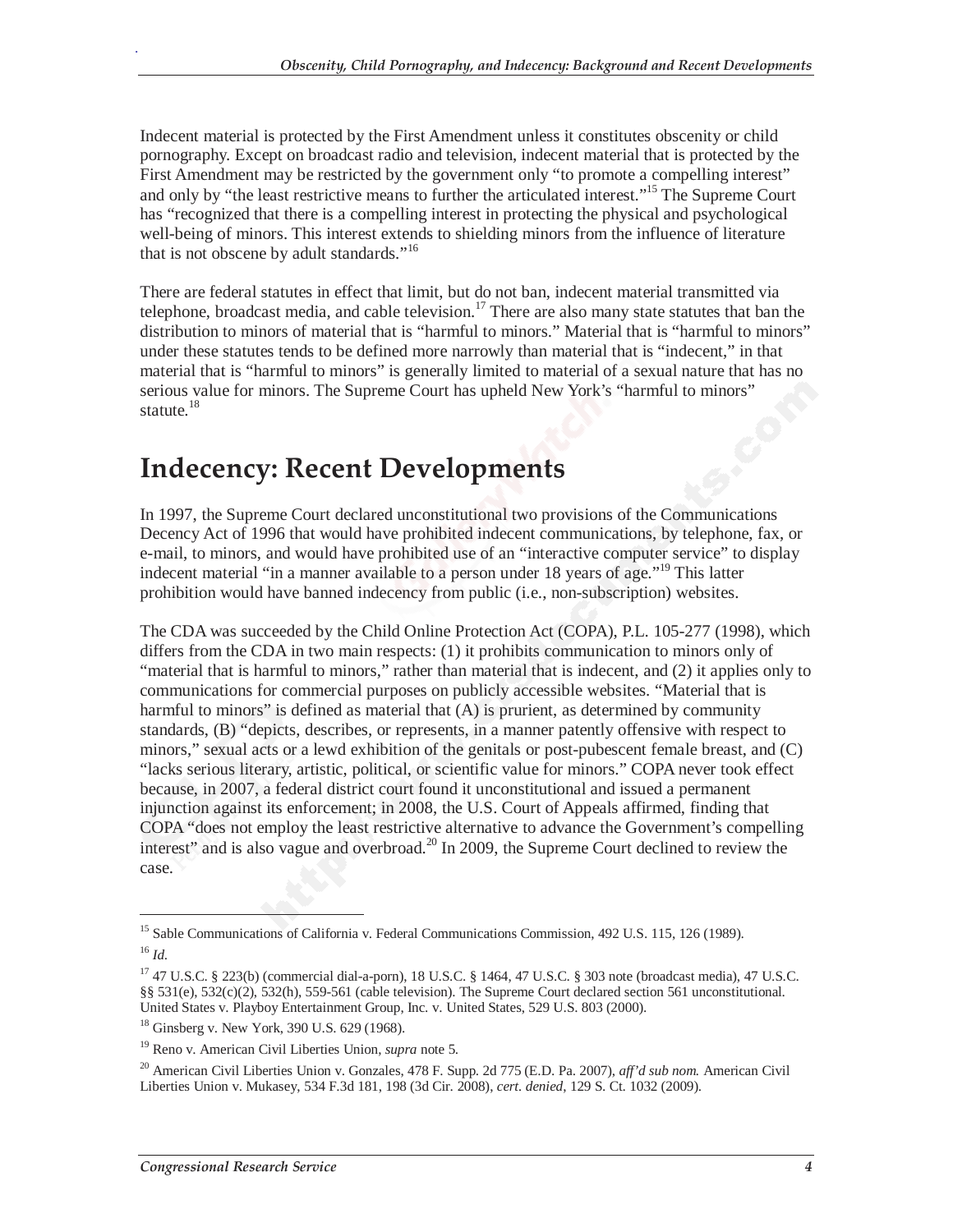Indecent material is protected by the First Amendment unless it constitutes obscenity or child pornography. Except on broadcast radio and television, indecent material that is protected by the First Amendment may be restricted by the government only "to promote a compelling interest" and only by "the least restrictive means to further the articulated interest."[15] The Supreme Court has "recognized that there is a compelling interest in protecting the physical and psychological well-being of minors. This interest extends to shielding minors from the influence of literature that is not obscene by adult standards."[16]

There are federal statutes in effect that limit, but do not ban, indecent material transmitted via telephone, broadcast media, and cable television.[17] There are also many state statutes that ban the distribution to minors of material that is "harmful to minors." Material that is "harmful to minors" under these statutes tends to be defined more narrowly than material that is "indecent," in that material that is "harmful to minors" is generally limited to material of a sexual nature that has no serious value for minors. The Supreme Court has upheld New York's "harmful to minors" statute.[18]

## Indecency: Recent Developments

In 1997, the Supreme Court declared unconstitutional two provisions of the Communications Decency Act of 1996 that would have prohibited indecent communications, by telephone, fax, or e-mail, to minors, and would have prohibited use of an "interactive computer service" to display indecent material "in a manner available to a person under 18 years of age."[19] This latter prohibition would have banned indecency from public (i.e., non-subscription) websites.

The CDA was succeeded by the Child Online Protection Act (COPA), P.L. 105-277 (1998), which differs from the CDA in two main respects: (1) it prohibits communication to minors only of "material that is harmful to minors," rather than material that is indecent, and (2) it applies only to communications for commercial purposes on publicly accessible websites. "Material that is harmful to minors" is defined as material that (A) is prurient, as determined by community standards, (B) "depicts, describes, or represents, in a manner patently offensive with respect to minors," sexual acts or a lewd exhibition of the genitals or post-pubescent female breast, and (C) "lacks serious literary, artistic, political, or scientific value for minors." COPA never took effect because, in 2007, a federal district court found it unconstitutional and issued a permanent injunction against its enforcement; in 2008, the U.S. Court of Appeals affirmed, finding that COPA "does not employ the least restrictive alternative to advance the Government's compelling interest" and is also vague and overbroad.[20] In 2009, the Supreme Court declined to review the case.

---

[15] Sable Communications of California v. Federal Communications Commission, 492 U.S. 115, 126 (1989).

[16] *Id.*

[17] 47 U.S.C. § 223(b) (commercial dial-a-porn), 18 U.S.C. § 1464, 47 U.S.C. § 303 note (broadcast media), 47 U.S.C. §§ 531(e), 532(c)(2), 532(h), 559-561 (cable television). The Supreme Court declared section 561 unconstitutional. United States v. Playboy Entertainment Group, Inc. v. United States, 529 U.S. 803 (2000).

[18] Ginsberg v. New York, 390 U.S. 629 (1968).

[19] Reno v. American Civil Liberties Union, *supra* note 5.

[20] American Civil Liberties Union v. Gonzales, 478 F. Supp. 2d 775 (E.D. Pa. 2007), *aff'd sub nom.* American Civil Liberties Union v. Mukasey, 534 F.3d 181, 198 (3d Cir. 2008), *cert. denied*, 129 S. Ct. 1032 (2009).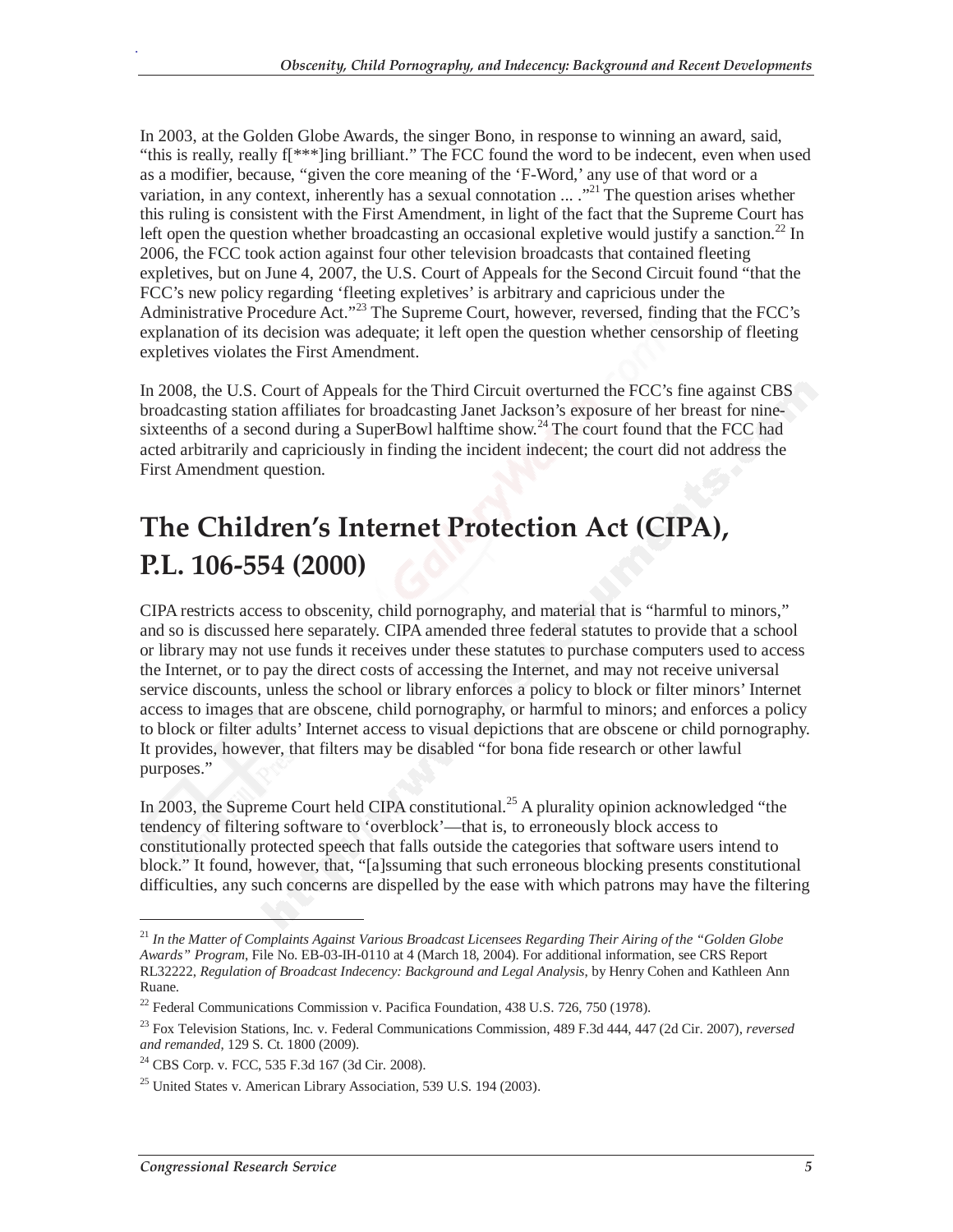In 2003, at the Golden Globe Awards, the singer Bono, in response to winning an award, said, "this is really, really f[***]ing brilliant." The FCC found the word to be indecent, even when used as a modifier, because, "given the core meaning of the 'F-Word,' any use of that word or a variation, in any context, inherently has a sexual connotation ... ."[21] The question arises whether this ruling is consistent with the First Amendment, in light of the fact that the Supreme Court has left open the question whether broadcasting an occasional expletive would justify a sanction.[22] In 2006, the FCC took action against four other television broadcasts that contained fleeting expletives, but on June 4, 2007, the U.S. Court of Appeals for the Second Circuit found "that the FCC's new policy regarding 'fleeting expletives' is arbitrary and capricious under the Administrative Procedure Act."[23] The Supreme Court, however, reversed, finding that the FCC's explanation of its decision was adequate; it left open the question whether censorship of fleeting expletives violates the First Amendment.

In 2008, the U.S. Court of Appeals for the Third Circuit overturned the FCC's fine against CBS broadcasting station affiliates for broadcasting Janet Jackson's exposure of her breast for nine-sixteenths of a second during a SuperBowl halftime show.[24] The court found that the FCC had acted arbitrarily and capriciously in finding the incident indecent; the court did not address the First Amendment question.

# The Children's Internet Protection Act (CIPA), P.L. 106-554 (2000)

CIPA restricts access to obscenity, child pornography, and material that is "harmful to minors," and so is discussed here separately. CIPA amended three federal statutes to provide that a school or library may not use funds it receives under these statutes to purchase computers used to access the Internet, or to pay the direct costs of accessing the Internet, and may not receive universal service discounts, unless the school or library enforces a policy to block or filter minors' Internet access to images that are obscene, child pornography, or harmful to minors; and enforces a policy to block or filter adults' Internet access to visual depictions that are obscene or child pornography. It provides, however, that filters may be disabled "for bona fide research or other lawful purposes."

In 2003, the Supreme Court held CIPA constitutional.[25] A plurality opinion acknowledged "the tendency of filtering software to 'overblock'—that is, to erroneously block access to constitutionally protected speech that falls outside the categories that software users intend to block." It found, however, that, "[a]ssuming that such erroneous blocking presents constitutional difficulties, any such concerns are dispelled by the ease with which patrons may have the filtering

---

[21] *In the Matter of Complaints Against Various Broadcast Licensees Regarding Their Airing of the "Golden Globe Awards" Program*, File No. EB-03-IH-0110 at 4 (March 18, 2004). For additional information, see CRS Report RL32222, *Regulation of Broadcast Indecency: Background and Legal Analysis*, by Henry Cohen and Kathleen Ann Ruane.

[22] Federal Communications Commission v. Pacifica Foundation, 438 U.S. 726, 750 (1978).

[23] Fox Television Stations, Inc. v. Federal Communications Commission, 489 F.3d 444, 447 (2d Cir. 2007), *reversed and remanded*, 129 S. Ct. 1800 (2009).

[24] CBS Corp. v. FCC, 535 F.3d 167 (3d Cir. 2008).

[25] United States v. American Library Association, 539 U.S. 194 (2003).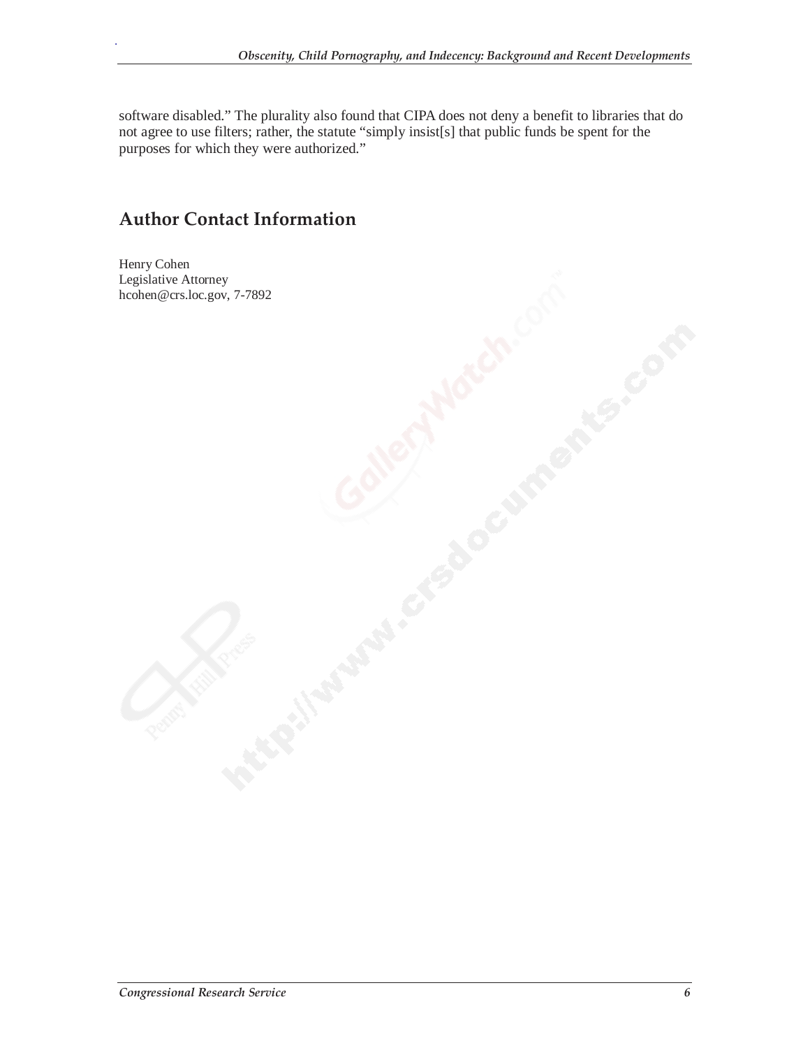software disabled." The plurality also found that CIPA does not deny a benefit to libraries that do not agree to use filters; rather, the statute "simply insist[s] that public funds be spent for the purposes for which they were authorized."

## Author Contact Information

Henry Cohen
Legislative Attorney
hcohen@crs.loc.gov, 7-7892